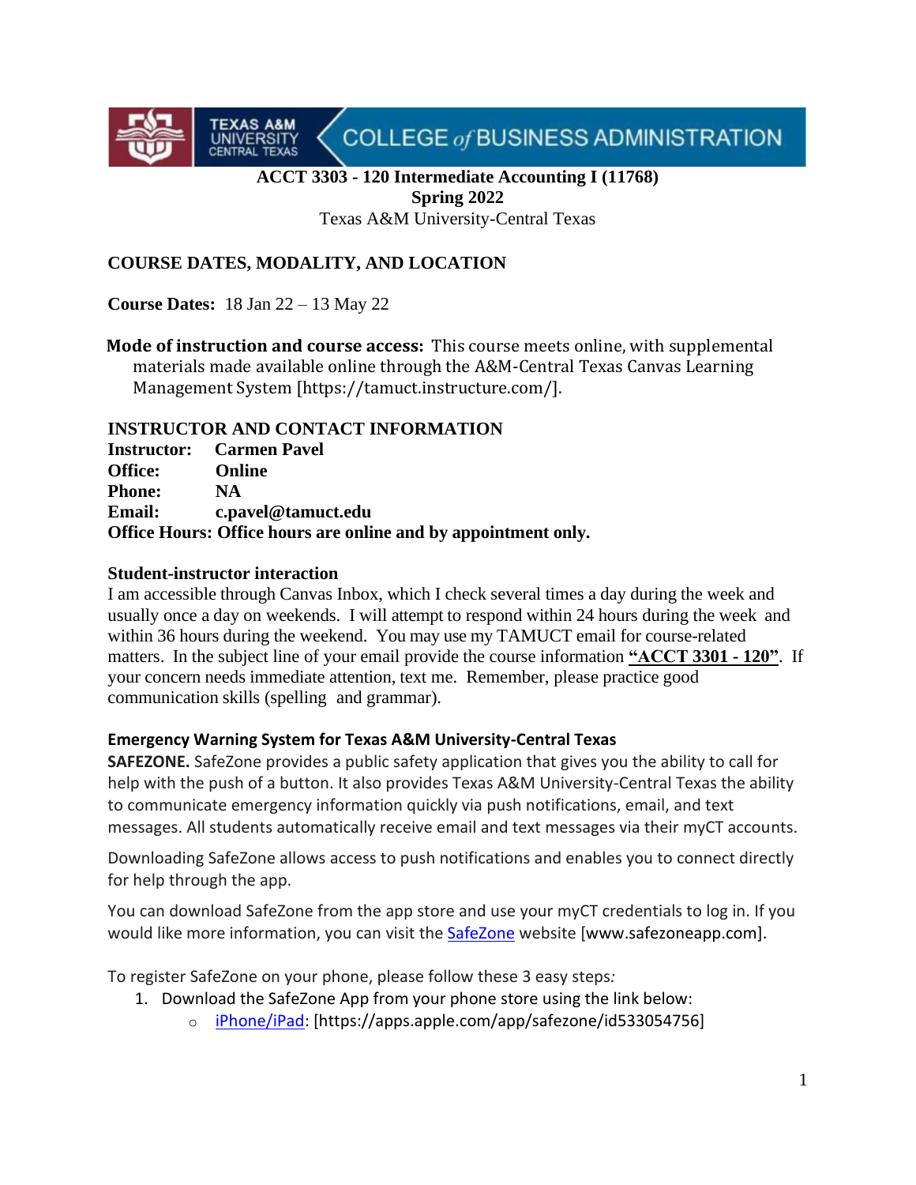**ACCT 3303 - 120 Intermediate Accounting I (11768)**
**Spring 2022**
Texas A&M University-Central Texas

## COURSE DATES, MODALITY, AND LOCATION

**Course Dates:** 18 Jan 22 – 13 May 22

**Mode of instruction and course access:** This course meets online, with supplemental materials made available online through the A&M-Central Texas Canvas Learning Management System [https://tamuct.instructure.com/].

## INSTRUCTOR AND CONTACT INFORMATION

**Instructor:** **Carmen Pavel**
**Office:** **Online**
**Phone:** **NA**
**Email:** **c.pavel@tamuct.edu**
**Office Hours: Office hours are online and by appointment only.**

### Student-instructor interaction

I am accessible through Canvas Inbox, which I check several times a day during the week and usually once a day on weekends. I will attempt to respond within 24 hours during the week and within 36 hours during the weekend. You may use my TAMUCT email for course-related matters. In the subject line of your email provide the course information **"ACCT 3301 - 120"**. If your concern needs immediate attention, text me. Remember, please practice good communication skills (spelling and grammar).

### Emergency Warning System for Texas A&M University-Central Texas

**SAFEZONE.** SafeZone provides a public safety application that gives you the ability to call for help with the push of a button. It also provides Texas A&M University-Central Texas the ability to communicate emergency information quickly via push notifications, email, and text messages. All students automatically receive email and text messages via their myCT accounts.

Downloading SafeZone allows access to push notifications and enables you to connect directly for help through the app.

You can download SafeZone from the app store and use your myCT credentials to log in. If you would like more information, you can visit the SafeZone website [www.safezoneapp.com].

To register SafeZone on your phone, please follow these 3 easy steps*:*

1. Download the SafeZone App from your phone store using the link below:
   - iPhone/iPad: [https://apps.apple.com/app/safezone/id533054756]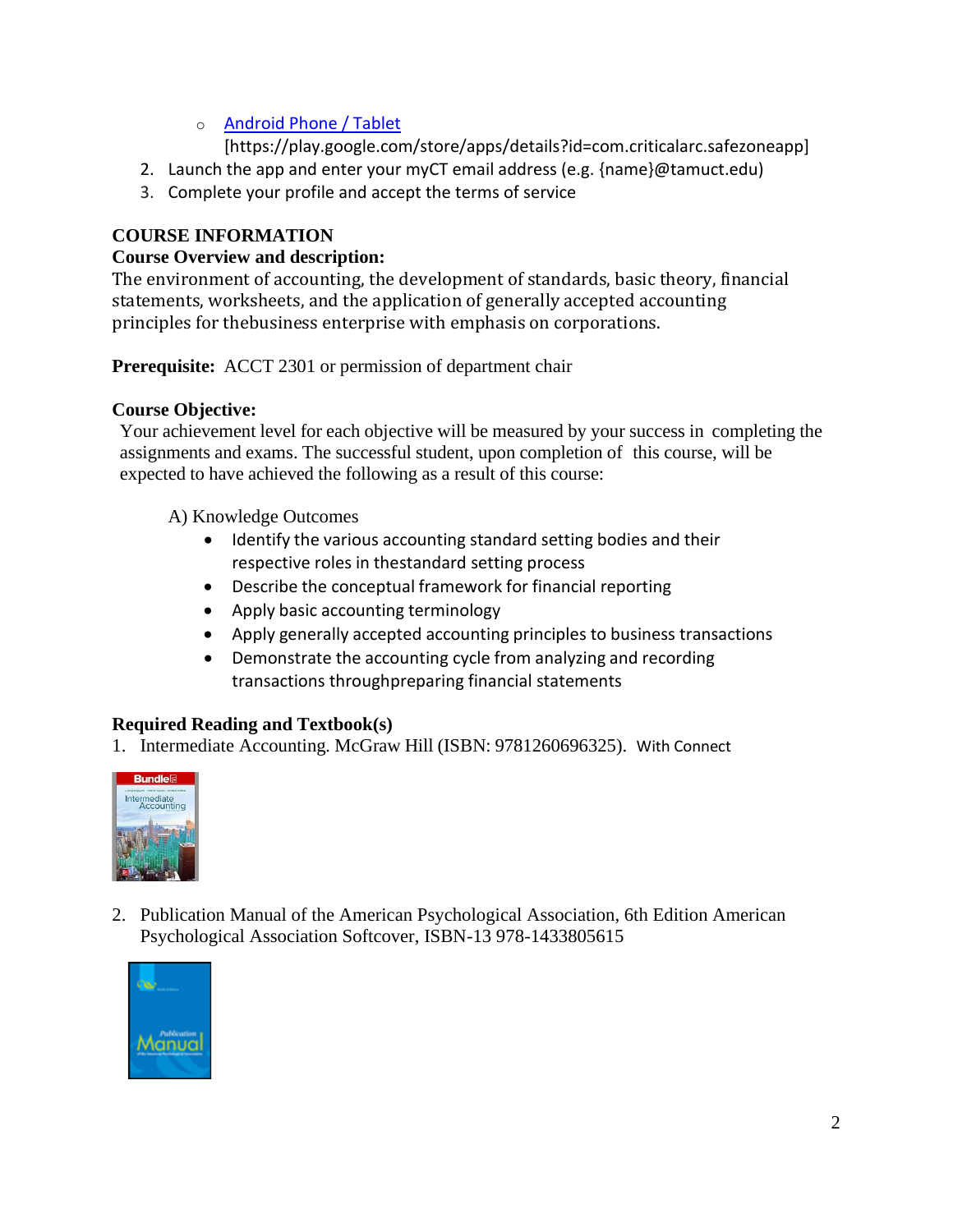- [Android Phone / Tablet](https://play.google.com/store/apps/details?id=com.criticalarc.safezoneapp)
  [https://play.google.com/store/apps/details?id=com.criticalarc.safezoneapp]

2. Launch the app and enter your myCT email address (e.g. {name}@tamuct.edu)
3. Complete your profile and accept the terms of service

## COURSE INFORMATION

### Course Overview and description:

The environment of accounting, the development of standards, basic theory, financial statements, worksheets, and the application of generally accepted accounting principles for thebusiness enterprise with emphasis on corporations.

**Prerequisite:** ACCT 2301 or permission of department chair

### Course Objective:

Your achievement level for each objective will be measured by your success in completing the assignments and exams. The successful student, upon completion of this course, will be expected to have achieved the following as a result of this course:

A) Knowledge Outcomes

- Identify the various accounting standard setting bodies and their respective roles in thestandard setting process
- Describe the conceptual framework for financial reporting
- Apply basic accounting terminology
- Apply generally accepted accounting principles to business transactions
- Demonstrate the accounting cycle from analyzing and recording transactions throughpreparing financial statements

### Required Reading and Textbook(s)

1. Intermediate Accounting. McGraw Hill (ISBN: 9781260696325). With Connect
2. Publication Manual of the American Psychological Association, 6th Edition American Psychological Association Softcover, ISBN-13 978-1433805615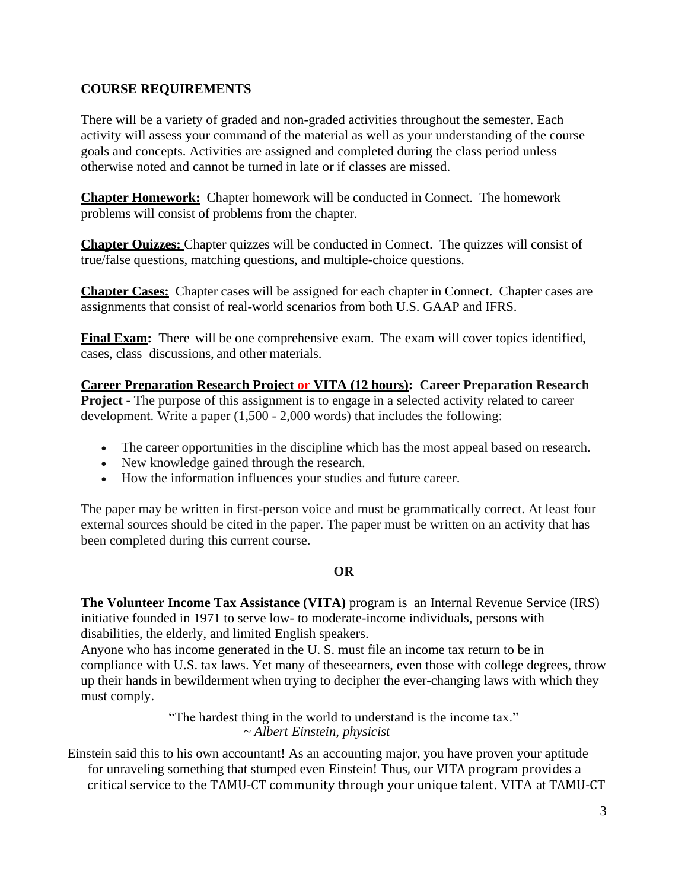**COURSE REQUIREMENTS**

There will be a variety of graded and non-graded activities throughout the semester. Each activity will assess your command of the material as well as your understanding of the course goals and concepts. Activities are assigned and completed during the class period unless otherwise noted and cannot be turned in late or if classes are missed.

**Chapter Homework:** Chapter homework will be conducted in Connect. The homework problems will consist of problems from the chapter.

**Chapter Quizzes:** Chapter quizzes will be conducted in Connect. The quizzes will consist of true/false questions, matching questions, and multiple-choice questions.

**Chapter Cases:** Chapter cases will be assigned for each chapter in Connect. Chapter cases are assignments that consist of real-world scenarios from both U.S. GAAP and IFRS.

**Final Exam:** There will be one comprehensive exam. The exam will cover topics identified, cases, class discussions, and other materials.

**Career Preparation Research Project or VITA (12 hours): Career Preparation Research Project** - The purpose of this assignment is to engage in a selected activity related to career development. Write a paper (1,500 - 2,000 words) that includes the following:

- The career opportunities in the discipline which has the most appeal based on research.
- New knowledge gained through the research.
- How the information influences your studies and future career.

The paper may be written in first-person voice and must be grammatically correct. At least four external sources should be cited in the paper. The paper must be written on an activity that has been completed during this current course.

**OR**

**The Volunteer Income Tax Assistance (VITA)** program is an Internal Revenue Service (IRS) initiative founded in 1971 to serve low- to moderate-income individuals, persons with disabilities, the elderly, and limited English speakers.
Anyone who has income generated in the U. S. must file an income tax return to be in compliance with U.S. tax laws. Yet many of theseearners, even those with college degrees, throw up their hands in bewilderment when trying to decipher the ever-changing laws with which they must comply.

"The hardest thing in the world to understand is the income tax."
*~ Albert Einstein, physicist*

Einstein said this to his own accountant! As an accounting major, you have proven your aptitude for unraveling something that stumped even Einstein! Thus, our VITA program provides a critical service to the TAMU-CT community through your unique talent. VITA at TAMU-CT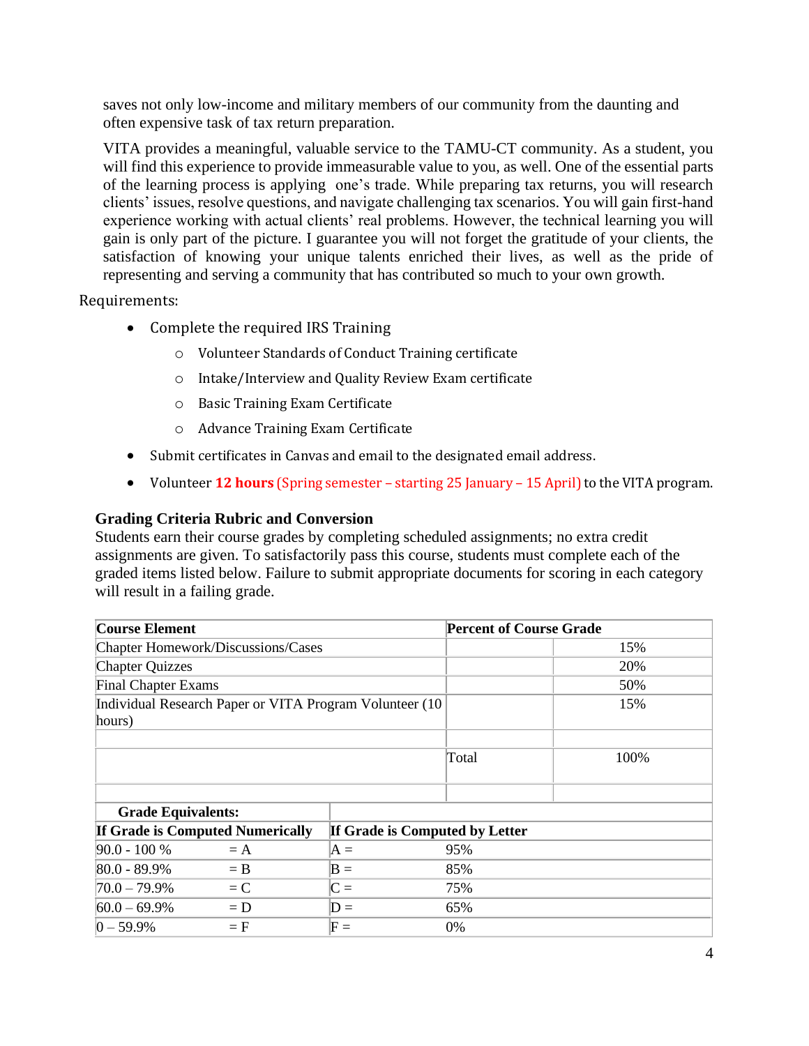saves not only low-income and military members of our community from the daunting and often expensive task of tax return preparation.

VITA provides a meaningful, valuable service to the TAMU-CT community. As a student, you will find this experience to provide immeasurable value to you, as well. One of the essential parts of the learning process is applying one's trade. While preparing tax returns, you will research clients' issues, resolve questions, and navigate challenging tax scenarios. You will gain first-hand experience working with actual clients' real problems. However, the technical learning you will gain is only part of the picture. I guarantee you will not forget the gratitude of your clients, the satisfaction of knowing your unique talents enriched their lives, as well as the pride of representing and serving a community that has contributed so much to your own growth.

Requirements:

- Complete the required IRS Training
  - Volunteer Standards of Conduct Training certificate
  - Intake/Interview and Quality Review Exam certificate
  - Basic Training Exam Certificate
  - Advance Training Exam Certificate
- Submit certificates in Canvas and email to the designated email address.
- Volunteer **12 hours** (Spring semester – starting 25 January – 15 April) to the VITA program.

### Grading Criteria Rubric and Conversion

Students earn their course grades by completing scheduled assignments; no extra credit assignments are given. To satisfactorily pass this course, students must complete each of the graded items listed below. Failure to submit appropriate documents for scoring in each category will result in a failing grade.

| Course Element | Percent of Course Grade | |
|---|---|---|
| Chapter Homework/Discussions/Cases | | 15% |
| Chapter Quizzes | | 20% |
| Final Chapter Exams | | 50% |
| Individual Research Paper or VITA Program Volunteer (10 hours) | | 15% |
| | | |
| | Total | 100% |

**Grade Equivalents:**

| If Grade is Computed Numerically | | If Grade is Computed by Letter | |
|---|---|---|---|
| 90.0 - 100 % | = A | A = | 95% |
| 80.0 - 89.9% | = B | B = | 85% |
| 70.0 – 79.9% | = C | C = | 75% |
| 60.0 – 69.9% | = D | D = | 65% |
| 0 – 59.9% | = F | F = | 0% |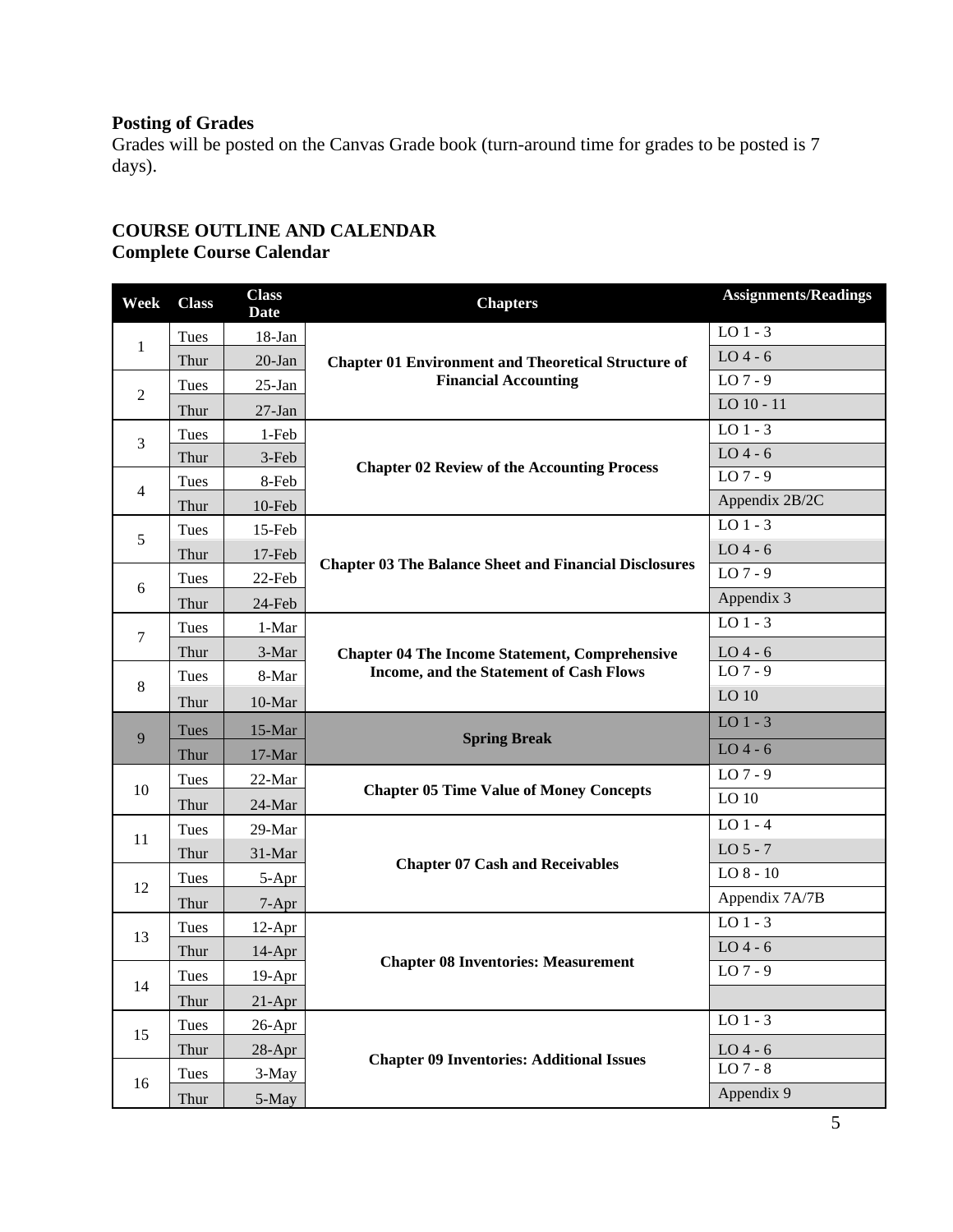## Posting of Grades

Grades will be posted on the Canvas Grade book (turn-around time for grades to be posted is 7 days).

## COURSE OUTLINE AND CALENDAR

### Complete Course Calendar

| Week | Class | Class Date | Chapters | Assignments/Readings |
|---|---|---|---|---|
| 1 | Tues | 18-Jan | **Chapter 01 Environment and Theoretical Structure of Financial Accounting** | LO 1 - 3 |
| | Thur | 20-Jan | | LO 4 - 6 |
| 2 | Tues | 25-Jan | | LO 7 - 9 |
| | Thur | 27-Jan | | LO 10 - 11 |
| 3 | Tues | 1-Feb | **Chapter 02 Review of the Accounting Process** | LO 1 - 3 |
| | Thur | 3-Feb | | LO 4 - 6 |
| 4 | Tues | 8-Feb | | LO 7 - 9 |
| | Thur | 10-Feb | | Appendix 2B/2C |
| 5 | Tues | 15-Feb | **Chapter 03 The Balance Sheet and Financial Disclosures** | LO 1 - 3 |
| | Thur | 17-Feb | | LO 4 - 6 |
| 6 | Tues | 22-Feb | | LO 7 - 9 |
| | Thur | 24-Feb | | Appendix 3 |
| 7 | Tues | 1-Mar | **Chapter 04 The Income Statement, Comprehensive Income, and the Statement of Cash Flows** | LO 1 - 3 |
| | Thur | 3-Mar | | LO 4 - 6 |
| 8 | Tues | 8-Mar | | LO 7 - 9 |
| | Thur | 10-Mar | | LO 10 |
| 9 | Tues | 15-Mar | **Spring Break** | LO 1 - 3 |
| | Thur | 17-Mar | | LO 4 - 6 |
| 10 | Tues | 22-Mar | **Chapter 05 Time Value of Money Concepts** | LO 7 - 9 |
| | Thur | 24-Mar | | LO 10 |
| 11 | Tues | 29-Mar | **Chapter 07 Cash and Receivables** | LO 1 - 4 |
| | Thur | 31-Mar | | LO 5 - 7 |
| 12 | Tues | 5-Apr | | LO 8 - 10 |
| | Thur | 7-Apr | | Appendix 7A/7B |
| 13 | Tues | 12-Apr | **Chapter 08 Inventories: Measurement** | LO 1 - 3 |
| | Thur | 14-Apr | | LO 4 - 6 |
| 14 | Tues | 19-Apr | | LO 7 - 9 |
| | Thur | 21-Apr | | |
| 15 | Tues | 26-Apr | **Chapter 09 Inventories: Additional Issues** | LO 1 - 3 |
| | Thur | 28-Apr | | LO 4 - 6 |
| 16 | Tues | 3-May | | LO 7 - 8 |
| | Thur | 5-May | | Appendix 9 |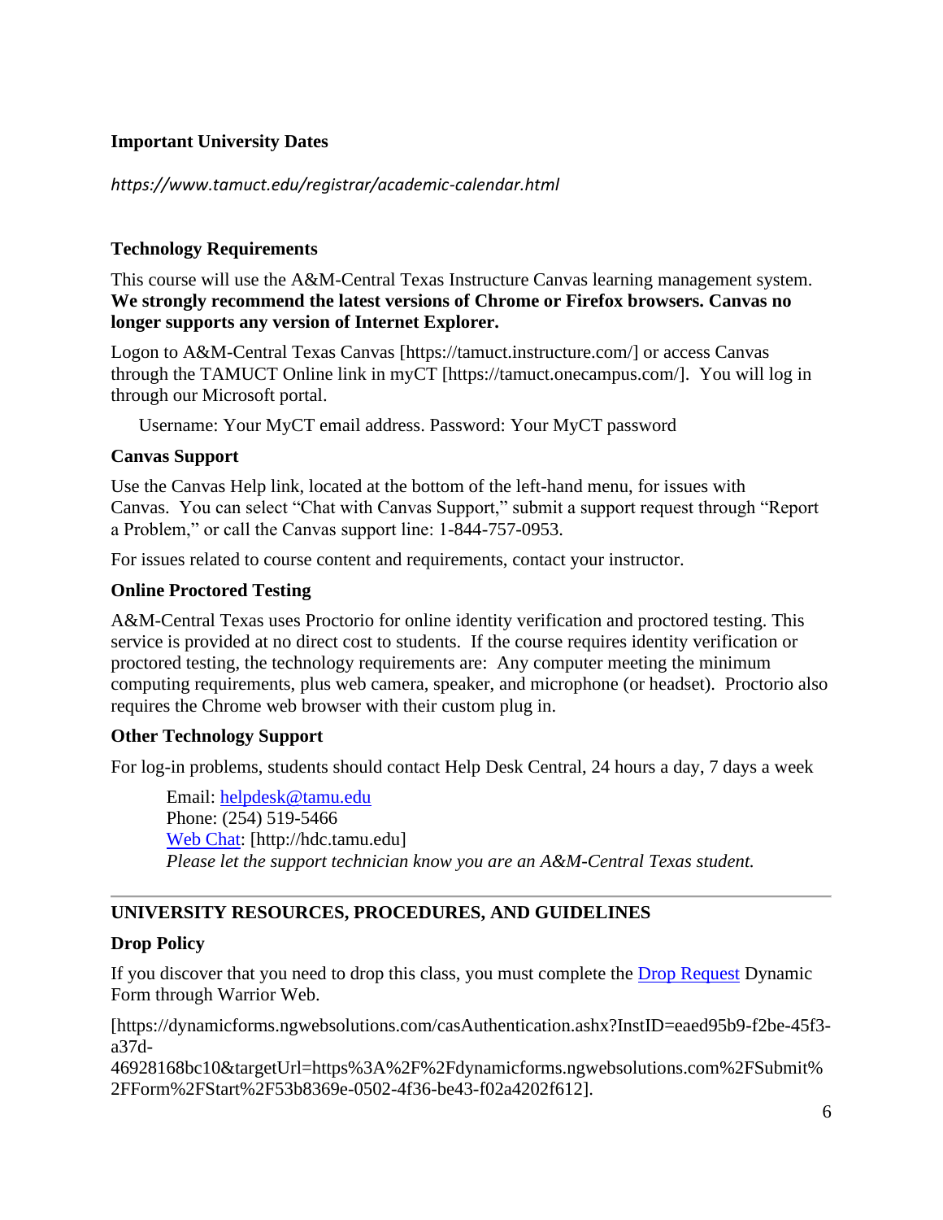### Important University Dates

*https://www.tamuct.edu/registrar/academic-calendar.html*

### Technology Requirements

This course will use the A&M-Central Texas Instructure Canvas learning management system. **We strongly recommend the latest versions of Chrome or Firefox browsers. Canvas no longer supports any version of Internet Explorer.**

Logon to A&M-Central Texas Canvas [https://tamuct.instructure.com/] or access Canvas through the TAMUCT Online link in myCT [https://tamuct.onecampus.com/]. You will log in through our Microsoft portal.

Username: Your MyCT email address. Password: Your MyCT password

### Canvas Support

Use the Canvas Help link, located at the bottom of the left-hand menu, for issues with Canvas. You can select "Chat with Canvas Support," submit a support request through "Report a Problem," or call the Canvas support line: 1-844-757-0953.

For issues related to course content and requirements, contact your instructor.

### Online Proctored Testing

A&M-Central Texas uses Proctorio for online identity verification and proctored testing. This service is provided at no direct cost to students. If the course requires identity verification or proctored testing, the technology requirements are: Any computer meeting the minimum computing requirements, plus web camera, speaker, and microphone (or headset). Proctorio also requires the Chrome web browser with their custom plug in.

### Other Technology Support

For log-in problems, students should contact Help Desk Central, 24 hours a day, 7 days a week

Email: helpdesk@tamu.edu
Phone: (254) 519-5466
Web Chat: [http://hdc.tamu.edu]
*Please let the support technician know you are an A&M-Central Texas student.*

---

## UNIVERSITY RESOURCES, PROCEDURES, AND GUIDELINES

### Drop Policy

If you discover that you need to drop this class, you must complete the Drop Request Dynamic Form through Warrior Web.

[https://dynamicforms.ngwebsolutions.com/casAuthentication.ashx?InstID=eaed95b9-f2be-45f3-a37d-46928168bc10&targetUrl=https%3A%2F%2Fdynamicforms.ngwebsolutions.com%2FSubmit%2FForm%2FStart%2F53b8369e-0502-4f36-be43-f02a4202f612].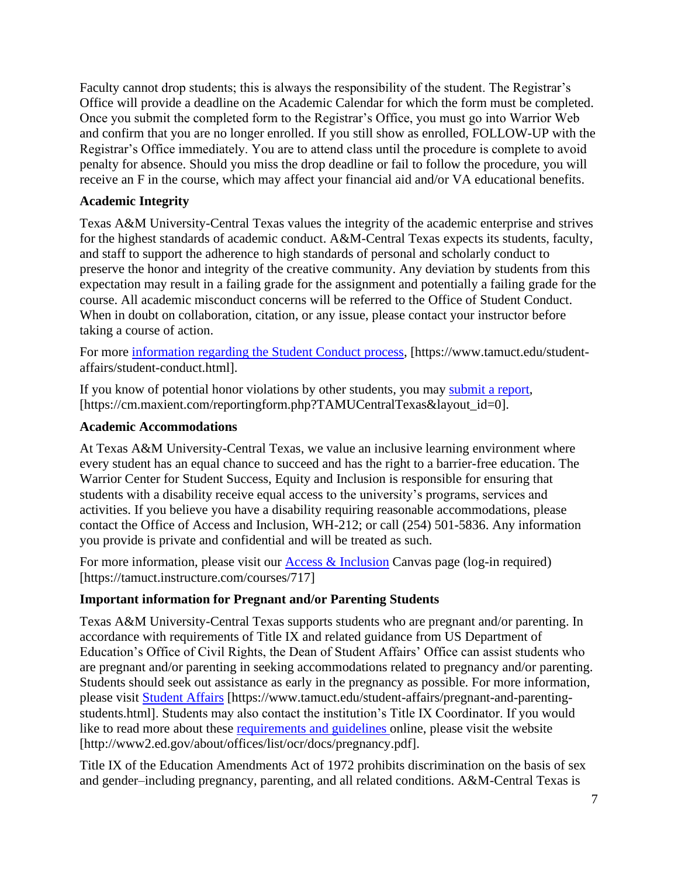Faculty cannot drop students; this is always the responsibility of the student. The Registrar's Office will provide a deadline on the Academic Calendar for which the form must be completed. Once you submit the completed form to the Registrar's Office, you must go into Warrior Web and confirm that you are no longer enrolled. If you still show as enrolled, FOLLOW-UP with the Registrar's Office immediately. You are to attend class until the procedure is complete to avoid penalty for absence. Should you miss the drop deadline or fail to follow the procedure, you will receive an F in the course, which may affect your financial aid and/or VA educational benefits.

**Academic Integrity**

Texas A&M University-Central Texas values the integrity of the academic enterprise and strives for the highest standards of academic conduct. A&M-Central Texas expects its students, faculty, and staff to support the adherence to high standards of personal and scholarly conduct to preserve the honor and integrity of the creative community. Any deviation by students from this expectation may result in a failing grade for the assignment and potentially a failing grade for the course. All academic misconduct concerns will be referred to the Office of Student Conduct. When in doubt on collaboration, citation, or any issue, please contact your instructor before taking a course of action.

For more information regarding the Student Conduct process, [https://www.tamuct.edu/student-affairs/student-conduct.html].

If you know of potential honor violations by other students, you may submit a report, [https://cm.maxient.com/reportingform.php?TAMUCentralTexas&layout_id=0].

**Academic Accommodations**

At Texas A&M University-Central Texas, we value an inclusive learning environment where every student has an equal chance to succeed and has the right to a barrier-free education. The Warrior Center for Student Success, Equity and Inclusion is responsible for ensuring that students with a disability receive equal access to the university's programs, services and activities. If you believe you have a disability requiring reasonable accommodations, please contact the Office of Access and Inclusion, WH-212; or call (254) 501-5836. Any information you provide is private and confidential and will be treated as such.

For more information, please visit our Access & Inclusion Canvas page (log-in required) [https://tamuct.instructure.com/courses/717]

**Important information for Pregnant and/or Parenting Students**

Texas A&M University-Central Texas supports students who are pregnant and/or parenting. In accordance with requirements of Title IX and related guidance from US Department of Education's Office of Civil Rights, the Dean of Student Affairs' Office can assist students who are pregnant and/or parenting in seeking accommodations related to pregnancy and/or parenting. Students should seek out assistance as early in the pregnancy as possible. For more information, please visit Student Affairs [https://www.tamuct.edu/student-affairs/pregnant-and-parenting-students.html]. Students may also contact the institution's Title IX Coordinator. If you would like to read more about these requirements and guidelines online, please visit the website [http://www2.ed.gov/about/offices/list/ocr/docs/pregnancy.pdf].

Title IX of the Education Amendments Act of 1972 prohibits discrimination on the basis of sex and gender–including pregnancy, parenting, and all related conditions. A&M-Central Texas is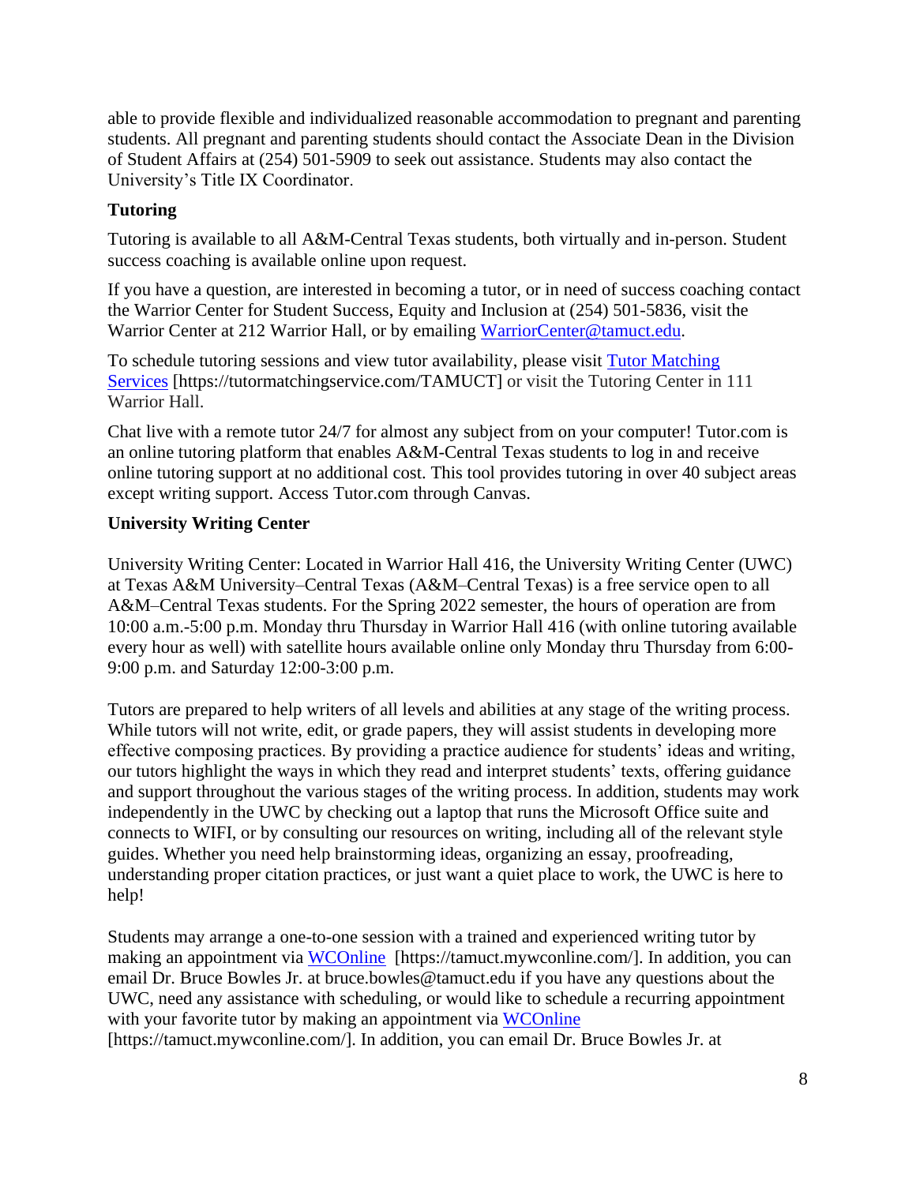able to provide flexible and individualized reasonable accommodation to pregnant and parenting students. All pregnant and parenting students should contact the Associate Dean in the Division of Student Affairs at (254) 501-5909 to seek out assistance. Students may also contact the University's Title IX Coordinator.

### Tutoring

Tutoring is available to all A&M-Central Texas students, both virtually and in-person. Student success coaching is available online upon request.

If you have a question, are interested in becoming a tutor, or in need of success coaching contact the Warrior Center for Student Success, Equity and Inclusion at (254) 501-5836, visit the Warrior Center at 212 Warrior Hall, or by emailing WarriorCenter@tamuct.edu.

To schedule tutoring sessions and view tutor availability, please visit Tutor Matching Services [https://tutormatchingservice.com/TAMUCT] or visit the Tutoring Center in 111 Warrior Hall.

Chat live with a remote tutor 24/7 for almost any subject from on your computer! Tutor.com is an online tutoring platform that enables A&M-Central Texas students to log in and receive online tutoring support at no additional cost. This tool provides tutoring in over 40 subject areas except writing support. Access Tutor.com through Canvas.

### University Writing Center

University Writing Center: Located in Warrior Hall 416, the University Writing Center (UWC) at Texas A&M University–Central Texas (A&M–Central Texas) is a free service open to all A&M–Central Texas students. For the Spring 2022 semester, the hours of operation are from 10:00 a.m.-5:00 p.m. Monday thru Thursday in Warrior Hall 416 (with online tutoring available every hour as well) with satellite hours available online only Monday thru Thursday from 6:00-9:00 p.m. and Saturday 12:00-3:00 p.m.

Tutors are prepared to help writers of all levels and abilities at any stage of the writing process. While tutors will not write, edit, or grade papers, they will assist students in developing more effective composing practices. By providing a practice audience for students' ideas and writing, our tutors highlight the ways in which they read and interpret students' texts, offering guidance and support throughout the various stages of the writing process. In addition, students may work independently in the UWC by checking out a laptop that runs the Microsoft Office suite and connects to WIFI, or by consulting our resources on writing, including all of the relevant style guides. Whether you need help brainstorming ideas, organizing an essay, proofreading, understanding proper citation practices, or just want a quiet place to work, the UWC is here to help!

Students may arrange a one-to-one session with a trained and experienced writing tutor by making an appointment via WCOnline [https://tamuct.mywconline.com/]. In addition, you can email Dr. Bruce Bowles Jr. at bruce.bowles@tamuct.edu if you have any questions about the UWC, need any assistance with scheduling, or would like to schedule a recurring appointment with your favorite tutor by making an appointment via WCOnline [https://tamuct.mywconline.com/]. In addition, you can email Dr. Bruce Bowles Jr. at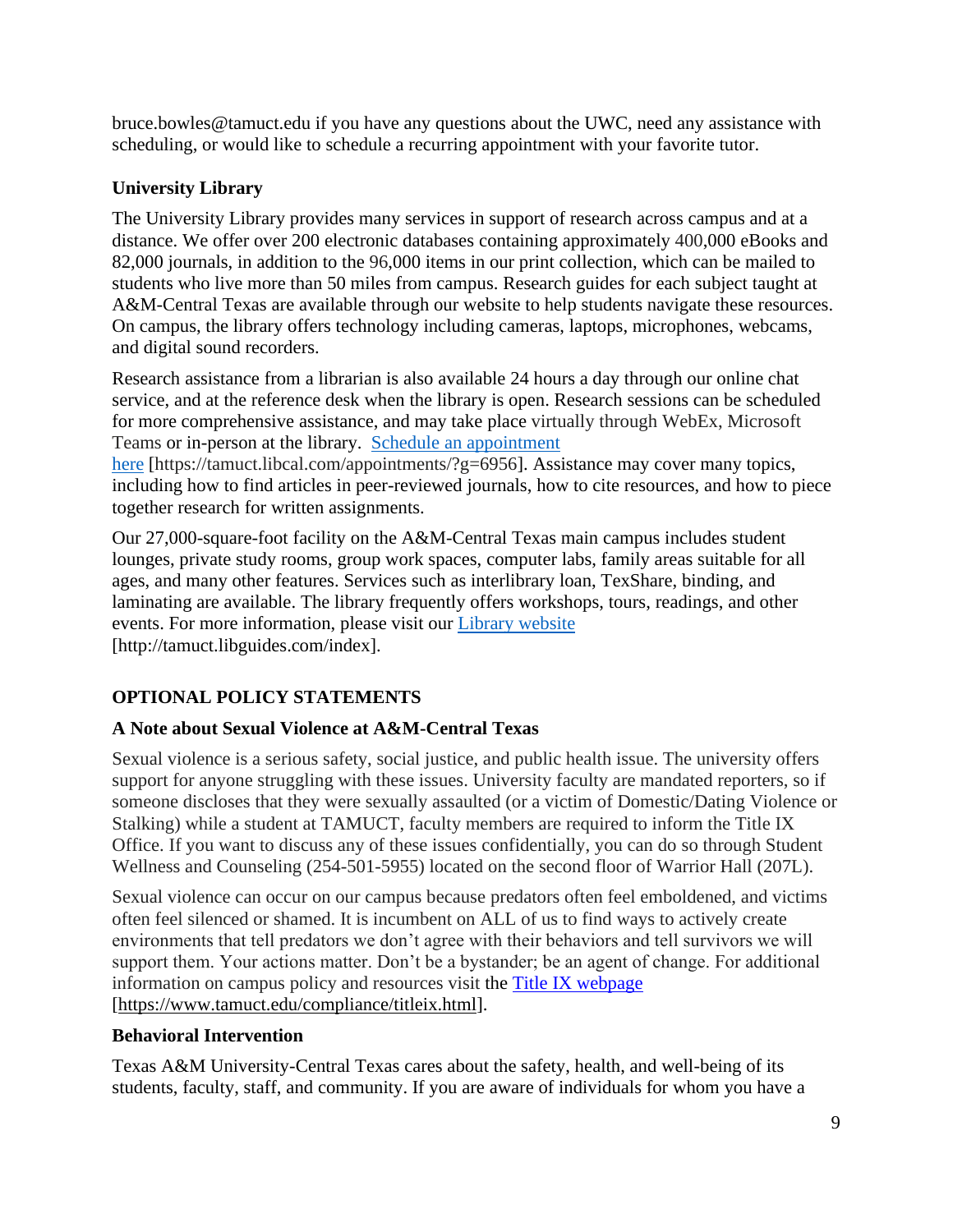bruce.bowles@tamuct.edu if you have any questions about the UWC, need any assistance with scheduling, or would like to schedule a recurring appointment with your favorite tutor.

### University Library

The University Library provides many services in support of research across campus and at a distance. We offer over 200 electronic databases containing approximately 400,000 eBooks and 82,000 journals, in addition to the 96,000 items in our print collection, which can be mailed to students who live more than 50 miles from campus. Research guides for each subject taught at A&M-Central Texas are available through our website to help students navigate these resources. On campus, the library offers technology including cameras, laptops, microphones, webcams, and digital sound recorders.

Research assistance from a librarian is also available 24 hours a day through our online chat service, and at the reference desk when the library is open. Research sessions can be scheduled for more comprehensive assistance, and may take place virtually through WebEx, Microsoft Teams or in-person at the library. [Schedule an appointment here](https://tamuct.libcal.com/appointments/?g=6956) [https://tamuct.libcal.com/appointments/?g=6956]. Assistance may cover many topics, including how to find articles in peer-reviewed journals, how to cite resources, and how to piece together research for written assignments.

Our 27,000-square-foot facility on the A&M-Central Texas main campus includes student lounges, private study rooms, group work spaces, computer labs, family areas suitable for all ages, and many other features. Services such as interlibrary loan, TexShare, binding, and laminating are available. The library frequently offers workshops, tours, readings, and other events. For more information, please visit our [Library website](http://tamuct.libguides.com/index) [http://tamuct.libguides.com/index].

## OPTIONAL POLICY STATEMENTS

### A Note about Sexual Violence at A&M-Central Texas

Sexual violence is a serious safety, social justice, and public health issue. The university offers support for anyone struggling with these issues. University faculty are mandated reporters, so if someone discloses that they were sexually assaulted (or a victim of Domestic/Dating Violence or Stalking) while a student at TAMUCT, faculty members are required to inform the Title IX Office. If you want to discuss any of these issues confidentially, you can do so through Student Wellness and Counseling (254-501-5955) located on the second floor of Warrior Hall (207L).

Sexual violence can occur on our campus because predators often feel emboldened, and victims often feel silenced or shamed. It is incumbent on ALL of us to find ways to actively create environments that tell predators we don't agree with their behaviors and tell survivors we will support them. Your actions matter. Don't be a bystander; be an agent of change. For additional information on campus policy and resources visit the [Title IX webpage](https://www.tamuct.edu/compliance/titleix.html) [https://www.tamuct.edu/compliance/titleix.html].

### Behavioral Intervention

Texas A&M University-Central Texas cares about the safety, health, and well-being of its students, faculty, staff, and community. If you are aware of individuals for whom you have a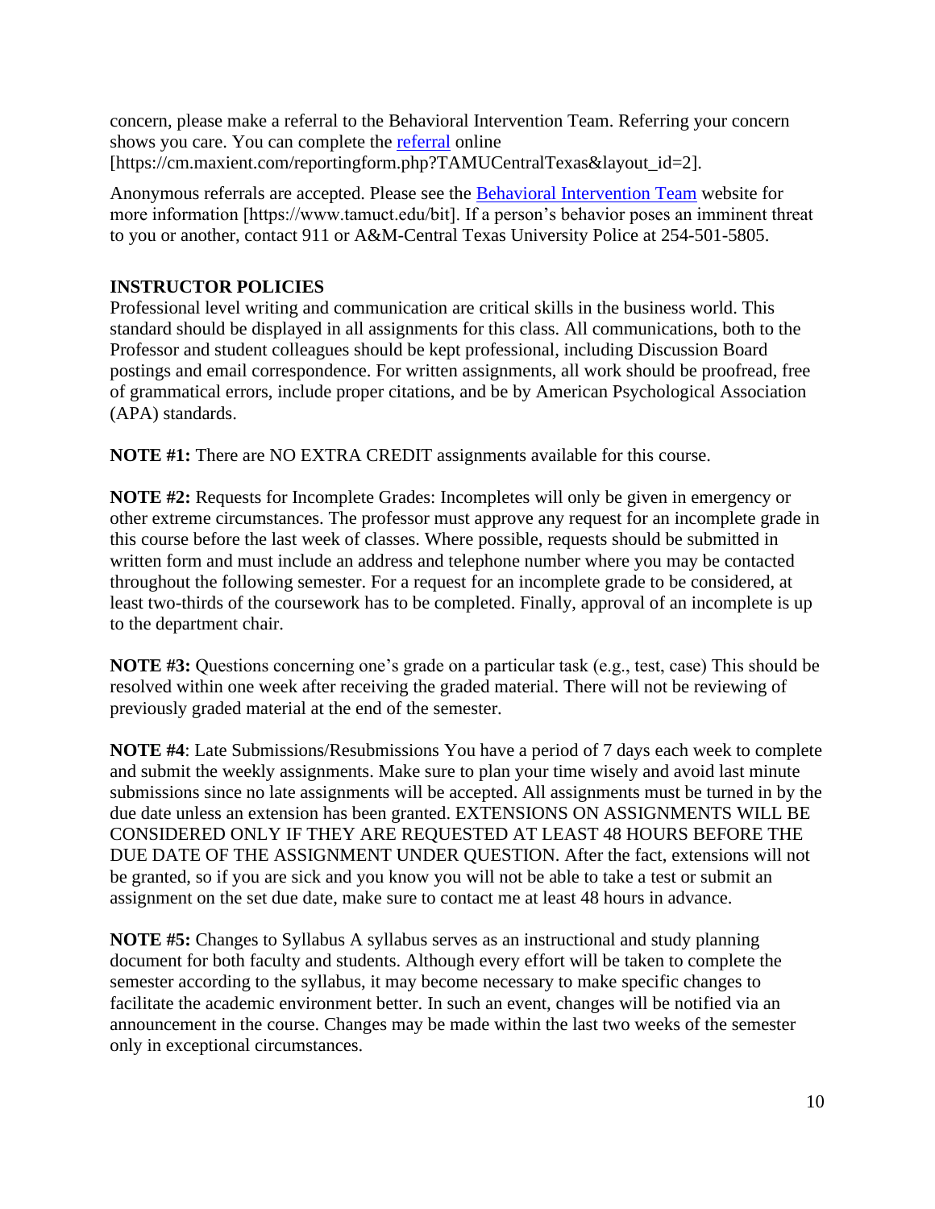concern, please make a referral to the Behavioral Intervention Team. Referring your concern shows you care. You can complete the referral online [https://cm.maxient.com/reportingform.php?TAMUCentralTexas&layout_id=2].

Anonymous referrals are accepted. Please see the Behavioral Intervention Team website for more information [https://www.tamuct.edu/bit]. If a person's behavior poses an imminent threat to you or another, contact 911 or A&M-Central Texas University Police at 254-501-5805.

**INSTRUCTOR POLICIES**

Professional level writing and communication are critical skills in the business world. This standard should be displayed in all assignments for this class. All communications, both to the Professor and student colleagues should be kept professional, including Discussion Board postings and email correspondence. For written assignments, all work should be proofread, free of grammatical errors, include proper citations, and be by American Psychological Association (APA) standards.

**NOTE #1:** There are NO EXTRA CREDIT assignments available for this course.

**NOTE #2:** Requests for Incomplete Grades: Incompletes will only be given in emergency or other extreme circumstances. The professor must approve any request for an incomplete grade in this course before the last week of classes. Where possible, requests should be submitted in written form and must include an address and telephone number where you may be contacted throughout the following semester. For a request for an incomplete grade to be considered, at least two-thirds of the coursework has to be completed. Finally, approval of an incomplete is up to the department chair.

**NOTE #3:** Questions concerning one's grade on a particular task (e.g., test, case) This should be resolved within one week after receiving the graded material. There will not be reviewing of previously graded material at the end of the semester.

**NOTE #4**: Late Submissions/Resubmissions You have a period of 7 days each week to complete and submit the weekly assignments. Make sure to plan your time wisely and avoid last minute submissions since no late assignments will be accepted. All assignments must be turned in by the due date unless an extension has been granted. EXTENSIONS ON ASSIGNMENTS WILL BE CONSIDERED ONLY IF THEY ARE REQUESTED AT LEAST 48 HOURS BEFORE THE DUE DATE OF THE ASSIGNMENT UNDER QUESTION. After the fact, extensions will not be granted, so if you are sick and you know you will not be able to take a test or submit an assignment on the set due date, make sure to contact me at least 48 hours in advance.

**NOTE #5:** Changes to Syllabus A syllabus serves as an instructional and study planning document for both faculty and students. Although every effort will be taken to complete the semester according to the syllabus, it may become necessary to make specific changes to facilitate the academic environment better. In such an event, changes will be notified via an announcement in the course. Changes may be made within the last two weeks of the semester only in exceptional circumstances.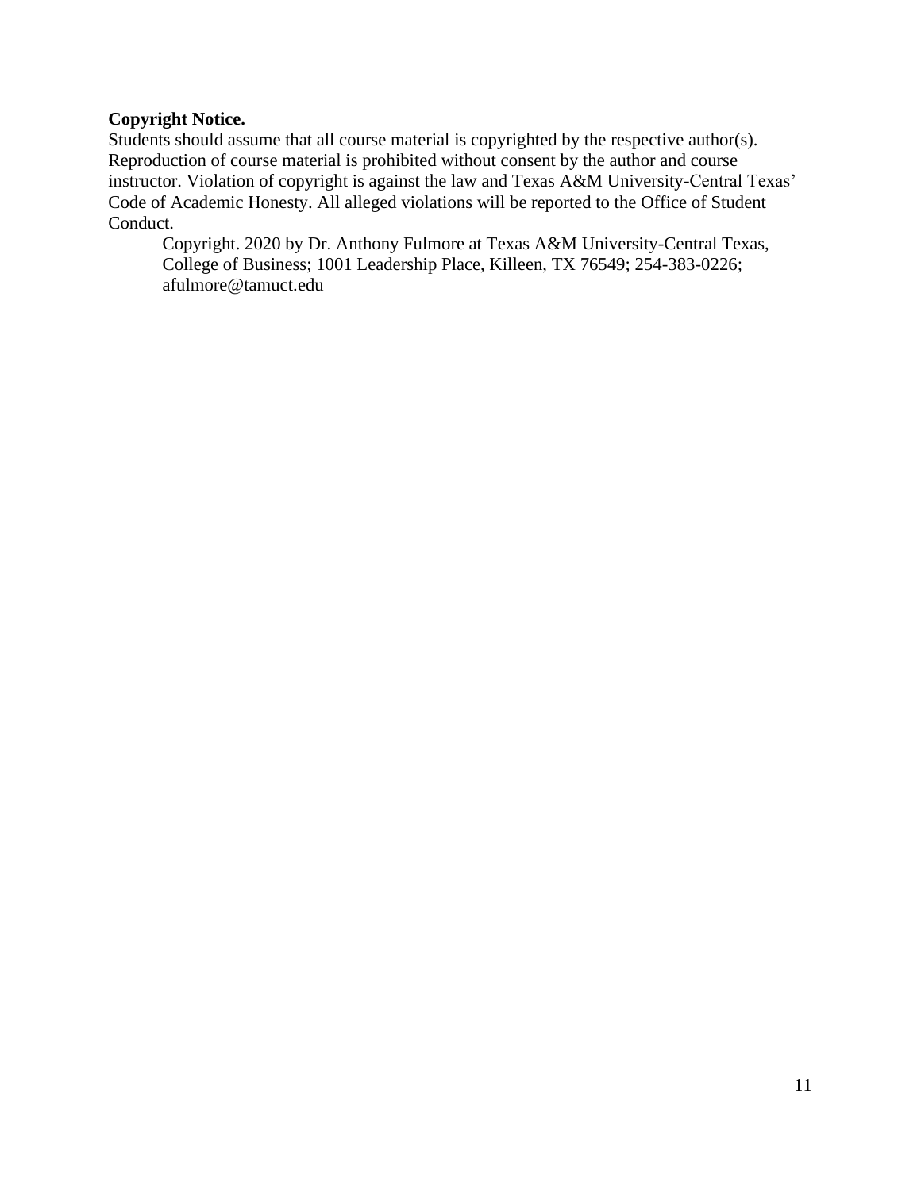**Copyright Notice.**

Students should assume that all course material is copyrighted by the respective author(s). Reproduction of course material is prohibited without consent by the author and course instructor. Violation of copyright is against the law and Texas A&M University-Central Texas' Code of Academic Honesty. All alleged violations will be reported to the Office of Student Conduct.

> Copyright. 2020 by Dr. Anthony Fulmore at Texas A&M University-Central Texas, College of Business; 1001 Leadership Place, Killeen, TX 76549; 254-383-0226; afulmore@tamuct.edu